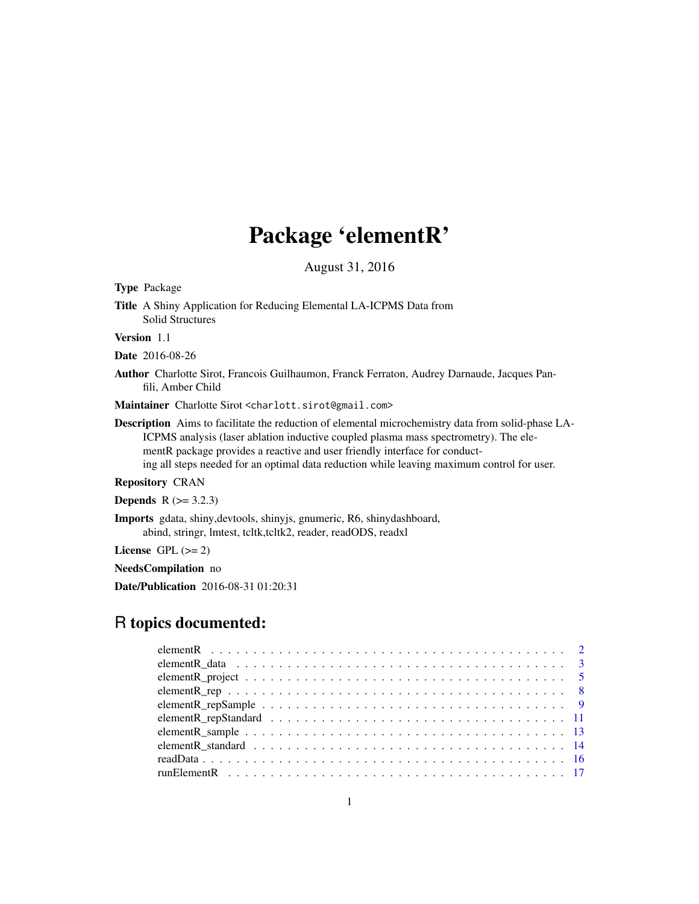# Package 'elementR'

August 31, 2016

**Type** Package

**Title** A Shiny Application for Reducing Elemental LA-ICPMS Data from Solid Structures

**Version** 1.1

**Date** 2016-08-26

**Author** Charlotte Sirot, Francois Guilhaumon, Franck Ferraton, Audrey Darnaude, Jacques Panfili, Amber Child

**Maintainer** Charlotte Sirot <charlott.sirot@gmail.com>

**Description** Aims to facilitate the reduction of elemental microchemistry data from solid-phase LA-ICPMS analysis (laser ablation inductive coupled plasma mass spectrometry). The elementR package provides a reactive and user friendly interface for conducting all steps needed for an optimal data reduction while leaving maximum control for user.

**Repository** CRAN

**Depends** R (>= 3.2.3)

**Imports** gdata, shiny,devtools, shinyjs, gnumeric, R6, shinydashboard, abind, stringr, lmtest, tcltk,tcltk2, reader, readODS, readxl

**License** GPL (>= 2)

**NeedsCompilation** no

**Date/Publication** 2016-08-31 01:20:31

## R topics documented:

- elementR . . . . . . . . . . . . . . . . . . . . . . . . . . . . . . . . . . . . . . . . . . 2
- elementR_data . . . . . . . . . . . . . . . . . . . . . . . . . . . . . . . . . . . . . . . 3
- elementR_project . . . . . . . . . . . . . . . . . . . . . . . . . . . . . . . . . . . . . 5
- elementR_rep . . . . . . . . . . . . . . . . . . . . . . . . . . . . . . . . . . . . . . . . 8
- elementR_repSample . . . . . . . . . . . . . . . . . . . . . . . . . . . . . . . . . . . 9
- elementR_repStandard . . . . . . . . . . . . . . . . . . . . . . . . . . . . . . . . . . 11
- elementR_sample . . . . . . . . . . . . . . . . . . . . . . . . . . . . . . . . . . . . . 13
- elementR_standard . . . . . . . . . . . . . . . . . . . . . . . . . . . . . . . . . . . . 14
- readData . . . . . . . . . . . . . . . . . . . . . . . . . . . . . . . . . . . . . . . . . . 16
- runElementR . . . . . . . . . . . . . . . . . . . . . . . . . . . . . . . . . . . . . . . . 17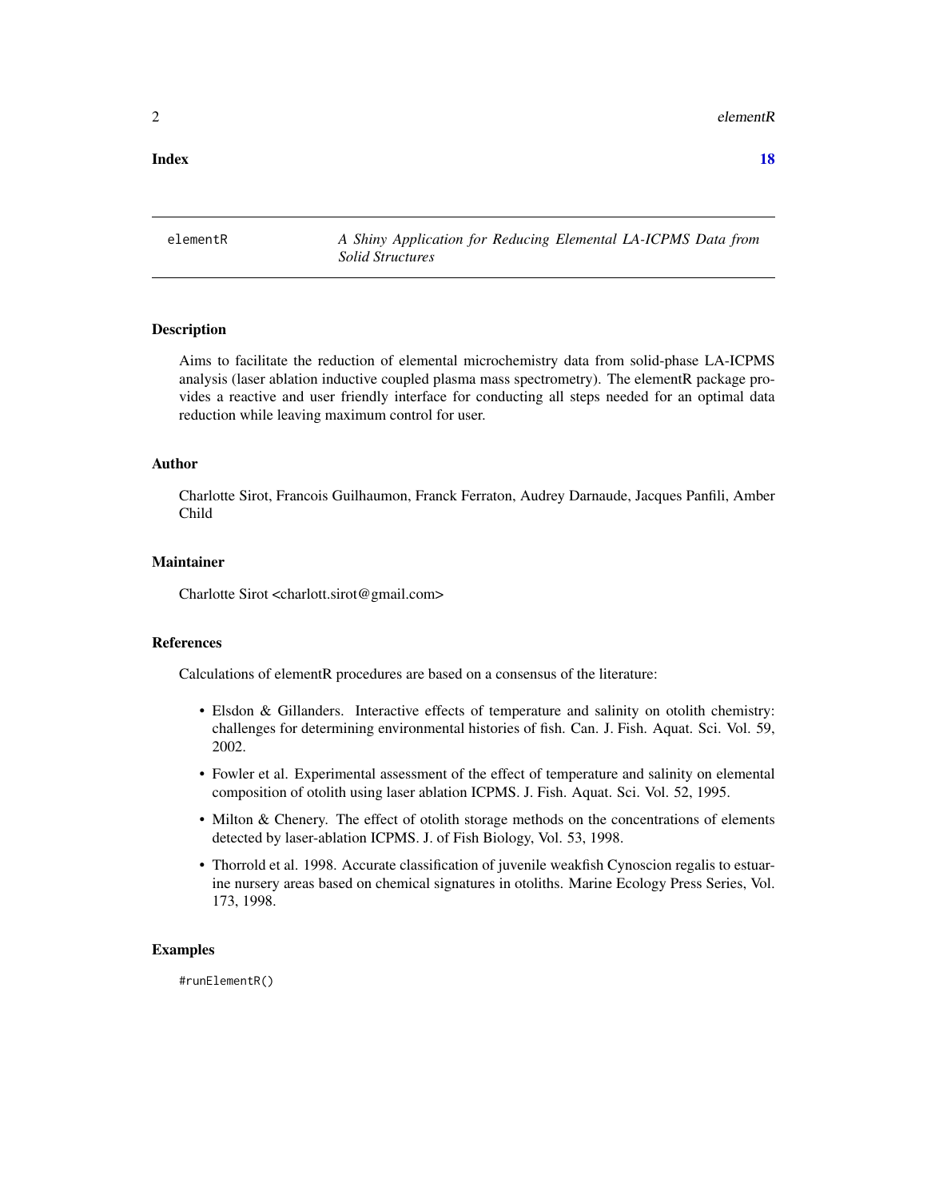**Index** **18**

---

elementR — *A Shiny Application for Reducing Elemental LA-ICPMS Data from Solid Structures*

---

## Description

Aims to facilitate the reduction of elemental microchemistry data from solid-phase LA-ICPMS analysis (laser ablation inductive coupled plasma mass spectrometry). The elementR package provides a reactive and user friendly interface for conducting all steps needed for an optimal data reduction while leaving maximum control for user.

## Author

Charlotte Sirot, Francois Guilhaumon, Franck Ferraton, Audrey Darnaude, Jacques Panfili, Amber Child

## Maintainer

Charlotte Sirot <charlott.sirot@gmail.com>

## References

Calculations of elementR procedures are based on a consensus of the literature:

- Elsdon & Gillanders. Interactive effects of temperature and salinity on otolith chemistry: challenges for determining environmental histories of fish. Can. J. Fish. Aquat. Sci. Vol. 59, 2002.
- Fowler et al. Experimental assessment of the effect of temperature and salinity on elemental composition of otolith using laser ablation ICPMS. J. Fish. Aquat. Sci. Vol. 52, 1995.
- Milton & Chenery. The effect of otolith storage methods on the concentrations of elements detected by laser-ablation ICPMS. J. of Fish Biology, Vol. 53, 1998.
- Thorrold et al. 1998. Accurate classification of juvenile weakfish Cynoscion regalis to estuarine nursery areas based on chemical signatures in otoliths. Marine Ecology Press Series, Vol. 173, 1998.

## Examples

```
#runElementR()
```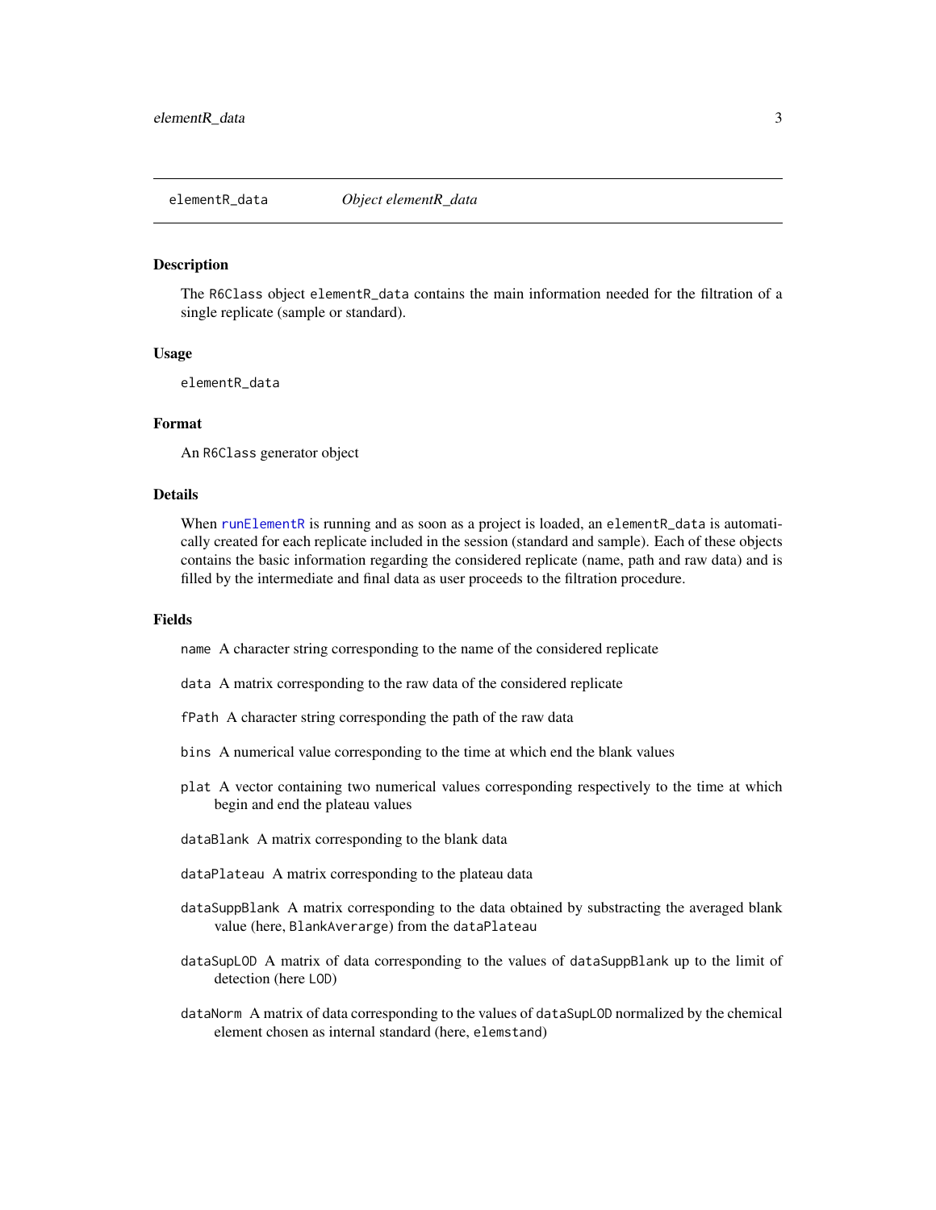elementR_data *Object elementR_data*

## Description

The `R6Class` object `elementR_data` contains the main information needed for the filtration of a single replicate (sample or standard).

## Usage

```
elementR_data
```

## Format

An `R6Class` generator object

## Details

When `runElementR` is running and as soon as a project is loaded, an `elementR_data` is automatically created for each replicate included in the session (standard and sample). Each of these objects contains the basic information regarding the considered replicate (name, path and raw data) and is filled by the intermediate and final data as user proceeds to the filtration procedure.

## Fields

- `name` A character string corresponding to the name of the considered replicate
- `data` A matrix corresponding to the raw data of the considered replicate
- `fPath` A character string corresponding the path of the raw data
- `bins` A numerical value corresponding to the time at which end the blank values
- `plat` A vector containing two numerical values corresponding respectively to the time at which begin and end the plateau values
- `dataBlank` A matrix corresponding to the blank data
- `dataPlateau` A matrix corresponding to the plateau data
- `dataSuppBlank` A matrix corresponding to the data obtained by substracting the averaged blank value (here, `BlankAverarge`) from the `dataPlateau`
- `dataSupLOD` A matrix of data corresponding to the values of `dataSuppBlank` up to the limit of detection (here `LOD`)
- `dataNorm` A matrix of data corresponding to the values of `dataSupLOD` normalized by the chemical element chosen as internal standard (here, `elemstand`)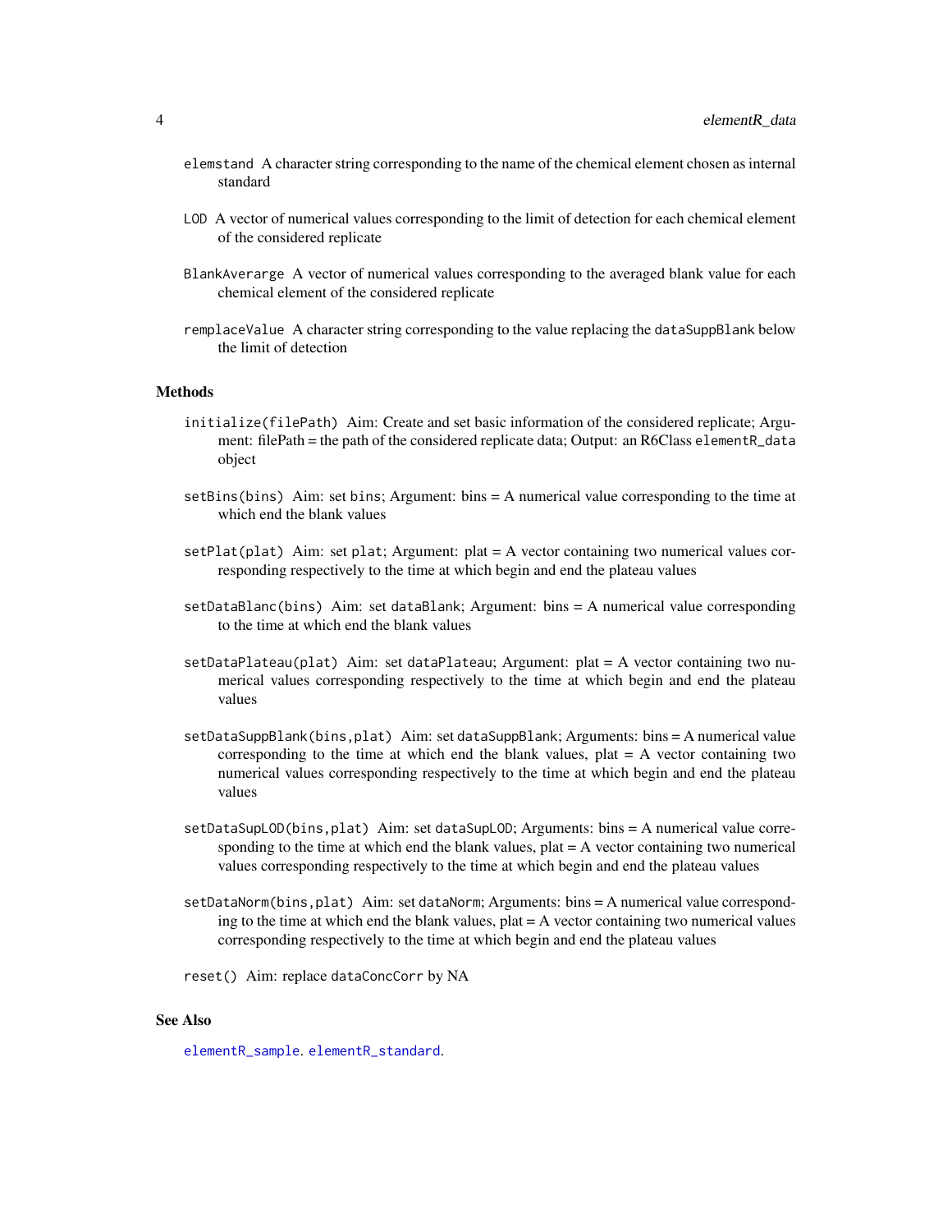elemstand A character string corresponding to the name of the chemical element chosen as internal standard

LOD A vector of numerical values corresponding to the limit of detection for each chemical element of the considered replicate

BlankAverarge A vector of numerical values corresponding to the averaged blank value for each chemical element of the considered replicate

remplaceValue A character string corresponding to the value replacing the dataSuppBlank below the limit of detection

### Methods

initialize(filePath) Aim: Create and set basic information of the considered replicate; Argument: filePath = the path of the considered replicate data; Output: an R6Class elementR_data object

setBins(bins) Aim: set bins; Argument: bins = A numerical value corresponding to the time at which end the blank values

setPlat(plat) Aim: set plat; Argument: plat = A vector containing two numerical values corresponding respectively to the time at which begin and end the plateau values

setDataBlanc(bins) Aim: set dataBlank; Argument: bins = A numerical value corresponding to the time at which end the blank values

setDataPlateau(plat) Aim: set dataPlateau; Argument: plat = A vector containing two numerical values corresponding respectively to the time at which begin and end the plateau values

setDataSuppBlank(bins,plat) Aim: set dataSuppBlank; Arguments: bins = A numerical value corresponding to the time at which end the blank values, plat = A vector containing two numerical values corresponding respectively to the time at which begin and end the plateau values

setDataSupLOD(bins,plat) Aim: set dataSupLOD; Arguments: bins = A numerical value corresponding to the time at which end the blank values, plat = A vector containing two numerical values corresponding respectively to the time at which begin and end the plateau values

setDataNorm(bins,plat) Aim: set dataNorm; Arguments: bins = A numerical value corresponding to the time at which end the blank values, plat = A vector containing two numerical values corresponding respectively to the time at which begin and end the plateau values

reset() Aim: replace dataConcCorr by NA

### See Also

elementR_sample. elementR_standard.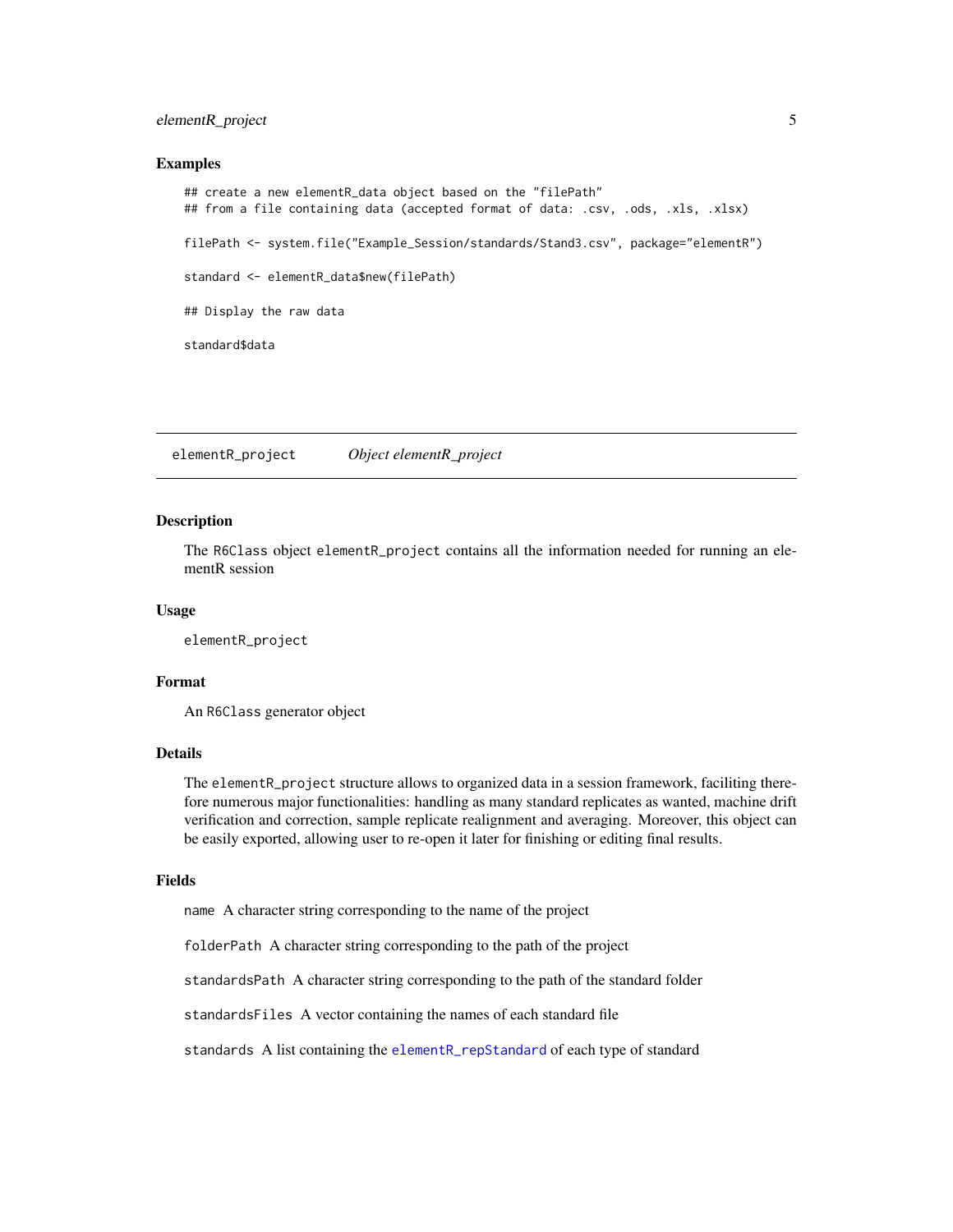### Examples

```
## create a new elementR_data object based on the "filePath"
## from a file containing data (accepted format of data: .csv, .ods, .xls, .xlsx)

filePath <- system.file("Example_Session/standards/Stand3.csv", package="elementR")

standard <- elementR_data$new(filePath)

## Display the raw data

standard$data
```

---

## elementR_project *Object elementR_project*

### Description

The R6Class object elementR_project contains all the information needed for running an elementR session

### Usage

```
elementR_project
```

### Format

An R6Class generator object

### Details

The elementR_project structure allows to organized data in a session framework, faciliting therefore numerous major functionalities: handling as many standard replicates as wanted, machine drift verification and correction, sample replicate realignment and averaging. Moreover, this object can be easily exported, allowing user to re-open it later for finishing or editing final results.

### Fields

name A character string corresponding to the name of the project

folderPath A character string corresponding to the path of the project

standardsPath A character string corresponding to the path of the standard folder

standardsFiles A vector containing the names of each standard file

standards A list containing the elementR_repStandard of each type of standard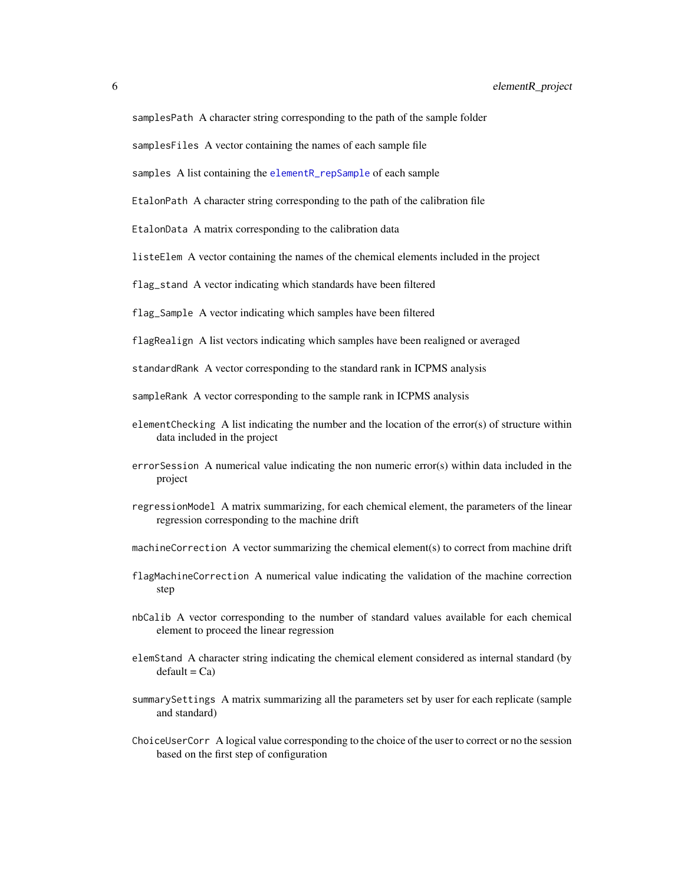`samplesPath` A character string corresponding to the path of the sample folder

`samplesFiles` A vector containing the names of each sample file

`samples` A list containing the elementR_repSample of each sample

`EtalonPath` A character string corresponding to the path of the calibration file

`EtalonData` A matrix corresponding to the calibration data

`listeElem` A vector containing the names of the chemical elements included in the project

`flag_stand` A vector indicating which standards have been filtered

`flag_Sample` A vector indicating which samples have been filtered

`flagRealign` A list vectors indicating which samples have been realigned or averaged

`standardRank` A vector corresponding to the standard rank in ICPMS analysis

`sampleRank` A vector corresponding to the sample rank in ICPMS analysis

`elementChecking` A list indicating the number and the location of the error(s) of structure within data included in the project

`errorSession` A numerical value indicating the non numeric error(s) within data included in the project

`regressionModel` A matrix summarizing, for each chemical element, the parameters of the linear regression corresponding to the machine drift

`machineCorrection` A vector summarizing the chemical element(s) to correct from machine drift

`flagMachineCorrection` A numerical value indicating the validation of the machine correction step

`nbCalib` A vector corresponding to the number of standard values available for each chemical element to proceed the linear regression

`elemStand` A character string indicating the chemical element considered as internal standard (by default = Ca)

`summarySettings` A matrix summarizing all the parameters set by user for each replicate (sample and standard)

`ChoiceUserCorr` A logical value corresponding to the choice of the user to correct or no the session based on the first step of configuration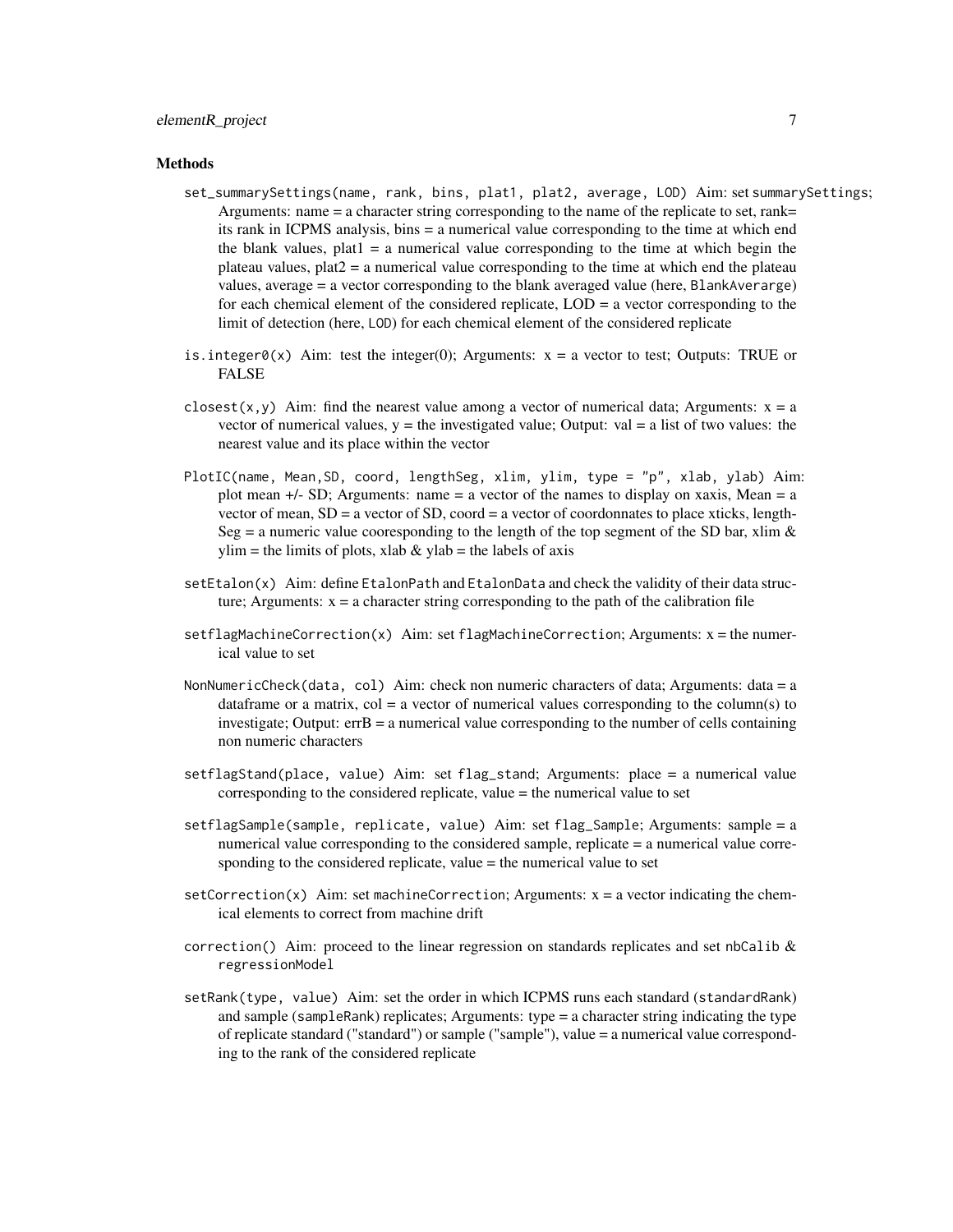### Methods

`set_summarySettings(name, rank, bins, plat1, plat2, average, LOD)` Aim: set `summarySettings`; Arguments: name = a character string corresponding to the name of the replicate to set, rank= its rank in ICPMS analysis, bins = a numerical value corresponding to the time at which end the blank values, plat1 = a numerical value corresponding to the time at which begin the plateau values, plat2 = a numerical value corresponding to the time at which end the plateau values, average = a vector corresponding to the blank averaged value (here, `BlankAverarge`) for each chemical element of the considered replicate, LOD = a vector corresponding to the limit of detection (here, `LOD`) for each chemical element of the considered replicate

`is.integer0(x)` Aim: test the integer(0); Arguments: x = a vector to test; Outputs: TRUE or FALSE

`closest(x,y)` Aim: find the nearest value among a vector of numerical data; Arguments: x = a vector of numerical values, y = the investigated value; Output: val = a list of two values: the nearest value and its place within the vector

`PlotIC(name, Mean,SD, coord, lengthSeg, xlim, ylim, type = "p", xlab, ylab)` Aim: plot mean +/- SD; Arguments: name = a vector of the names to display on xaxis, Mean = a vector of mean, SD = a vector of SD, coord = a vector of coordonnates to place xticks, lengthSeg = a numeric value cooresponding to the length of the top segment of the SD bar, xlim & ylim = the limits of plots, xlab & ylab = the labels of axis

`setEtalon(x)` Aim: define `EtalonPath` and `EtalonData` and check the validity of their data structure; Arguments: x = a character string corresponding to the path of the calibration file

`setflagMachineCorrection(x)` Aim: set `flagMachineCorrection`; Arguments: x = the numerical value to set

`NonNumericCheck(data, col)` Aim: check non numeric characters of data; Arguments: data = a dataframe or a matrix, col = a vector of numerical values corresponding to the column(s) to investigate; Output: errB = a numerical value corresponding to the number of cells containing non numeric characters

`setflagStand(place, value)` Aim: set `flag_stand`; Arguments: place = a numerical value corresponding to the considered replicate, value = the numerical value to set

`setflagSample(sample, replicate, value)` Aim: set `flag_Sample`; Arguments: sample = a numerical value corresponding to the considered sample, replicate = a numerical value corresponding to the considered replicate, value = the numerical value to set

`setCorrection(x)` Aim: set `machineCorrection`; Arguments: x = a vector indicating the chemical elements to correct from machine drift

`correction()` Aim: proceed to the linear regression on standards replicates and set `nbCalib` & `regressionModel`

`setRank(type, value)` Aim: set the order in which ICPMS runs each standard (`standardRank`) and sample (`sampleRank`) replicates; Arguments: type = a character string indicating the type of replicate standard ("standard") or sample ("sample"), value = a numerical value corresponding to the rank of the considered replicate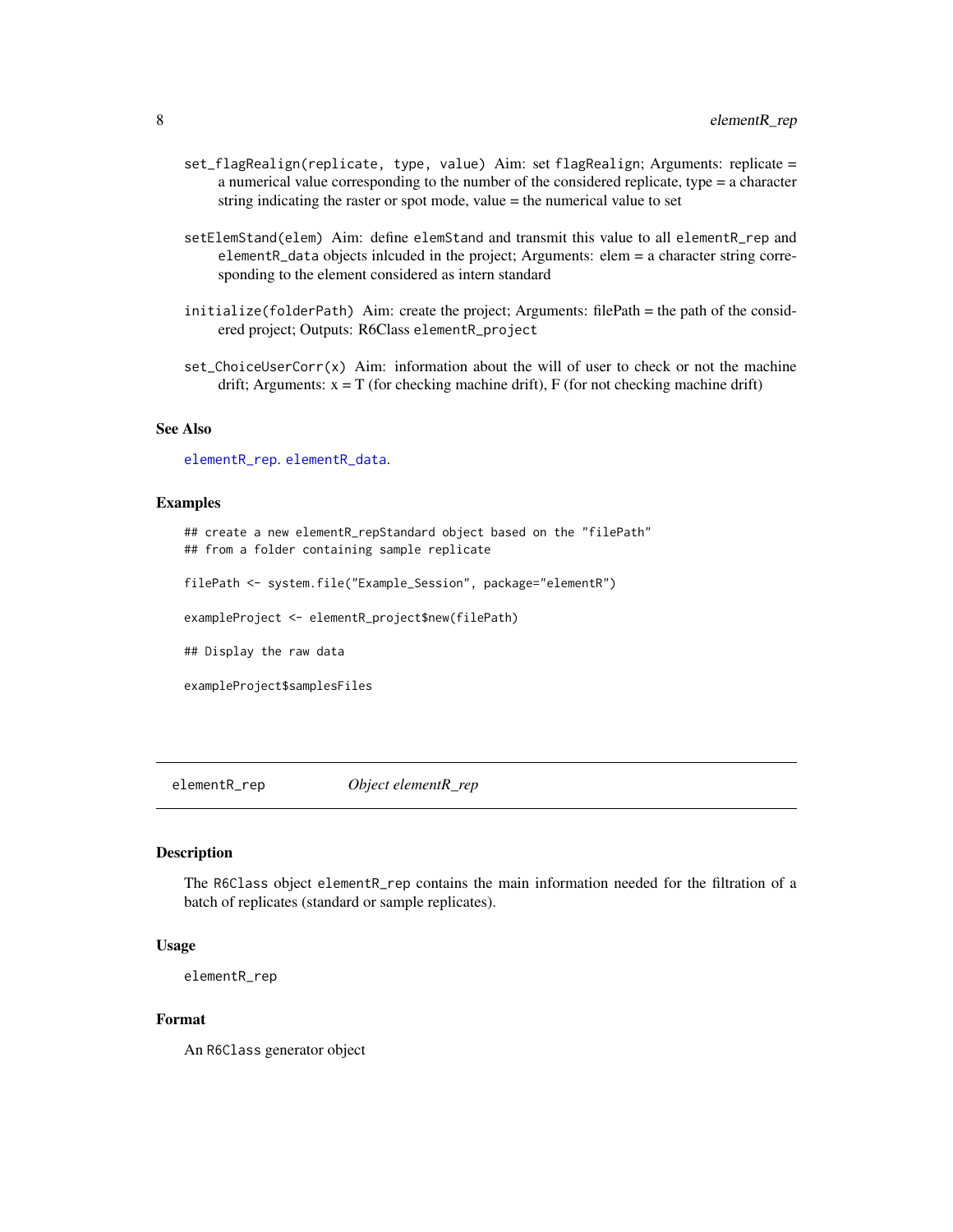`set_flagRealign(replicate, type, value)` Aim: set `flagRealign`; Arguments: replicate = a numerical value corresponding to the number of the considered replicate, type = a character string indicating the raster or spot mode, value = the numerical value to set

`setElemStand(elem)` Aim: define `elemStand` and transmit this value to all `elementR_rep` and `elementR_data` objects inlcuded in the project; Arguments: elem = a character string corresponding to the element considered as intern standard

`initialize(folderPath)` Aim: create the project; Arguments: filePath = the path of the considered project; Outputs: R6Class `elementR_project`

`set_ChoiceUserCorr(x)` Aim: information about the will of user to check or not the machine drift; Arguments: x = T (for checking machine drift), F (for not checking machine drift)

### See Also

`elementR_rep`. `elementR_data`.

### Examples

```
## create a new elementR_repStandard object based on the "filePath"
## from a folder containing sample replicate

filePath <- system.file("Example_Session", package="elementR")

exampleProject <- elementR_project$new(filePath)

## Display the raw data

exampleProject$samplesFiles
```

---

## elementR_rep — *Object elementR_rep*

### Description

The `R6Class` object `elementR_rep` contains the main information needed for the filtration of a batch of replicates (standard or sample replicates).

### Usage

```
elementR_rep
```

### Format

An `R6Class` generator object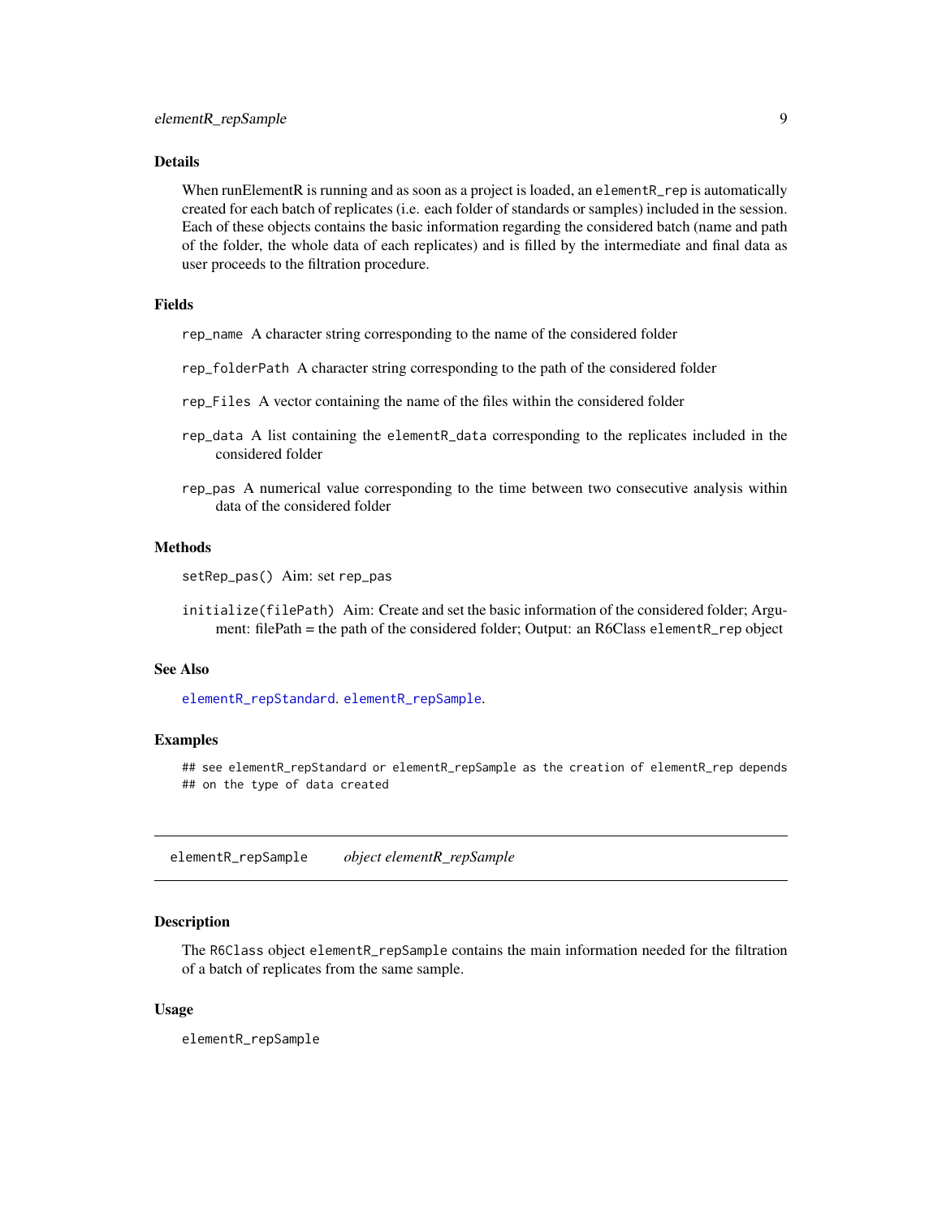## Details

When runElementR is running and as soon as a project is loaded, an `elementR_rep` is automatically created for each batch of replicates (i.e. each folder of standards or samples) included in the session. Each of these objects contains the basic information regarding the considered batch (name and path of the folder, the whole data of each replicates) and is filled by the intermediate and final data as user proceeds to the filtration procedure.

## Fields

`rep_name` A character string corresponding to the name of the considered folder

`rep_folderPath` A character string corresponding to the path of the considered folder

`rep_Files` A vector containing the name of the files within the considered folder

`rep_data` A list containing the `elementR_data` corresponding to the replicates included in the considered folder

`rep_pas` A numerical value corresponding to the time between two consecutive analysis within data of the considered folder

## Methods

`setRep_pas()` Aim: set `rep_pas`

`initialize(filePath)` Aim: Create and set the basic information of the considered folder; Argument: filePath = the path of the considered folder; Output: an R6Class `elementR_rep` object

## See Also

`elementR_repStandard`, `elementR_repSample`.

## Examples

```
## see elementR_repStandard or elementR_repSample as the creation of elementR_rep depends
## on the type of data created
```

---

# `elementR_repSample` *object elementR_repSample*

## Description

The `R6Class` object `elementR_repSample` contains the main information needed for the filtration of a batch of replicates from the same sample.

## Usage

```
elementR_repSample
```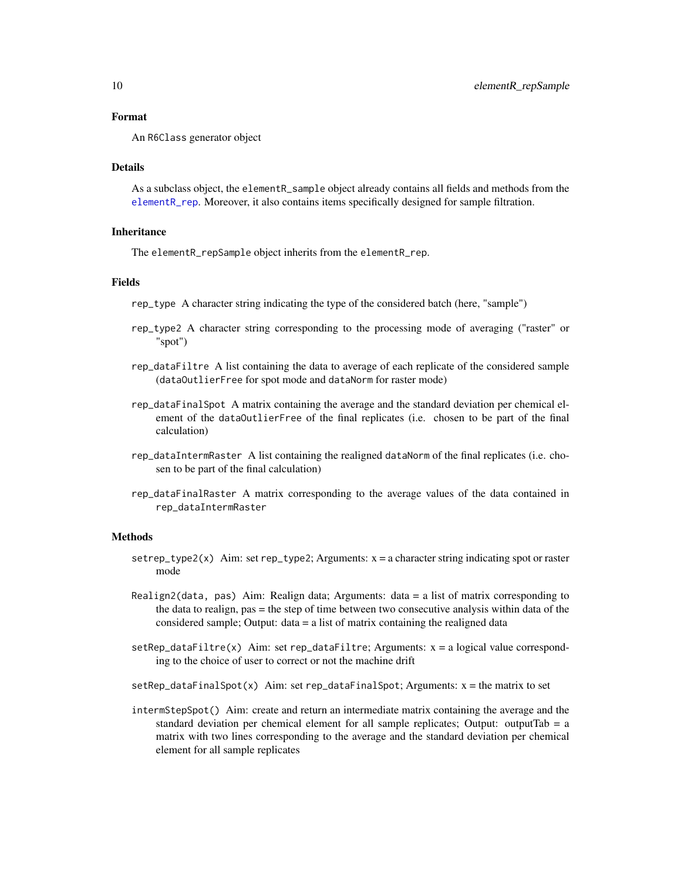### Format

An `R6Class` generator object

### Details

As a subclass object, the `elementR_sample` object already contains all fields and methods from the `elementR_rep`. Moreover, it also contains items specifically designed for sample filtration.

### Inheritance

The `elementR_repSample` object inherits from the `elementR_rep`.

### Fields

- `rep_type` A character string indicating the type of the considered batch (here, "sample")
- `rep_type2` A character string corresponding to the processing mode of averaging ("raster" or "spot")
- `rep_dataFiltre` A list containing the data to average of each replicate of the considered sample (`dataOutlierFree` for spot mode and `dataNorm` for raster mode)
- `rep_dataFinalSpot` A matrix containing the average and the standard deviation per chemical element of the `dataOutlierFree` of the final replicates (i.e. chosen to be part of the final calculation)
- `rep_dataIntermRaster` A list containing the realigned `dataNorm` of the final replicates (i.e. chosen to be part of the final calculation)
- `rep_dataFinalRaster` A matrix corresponding to the average values of the data contained in `rep_dataIntermRaster`

### Methods

- `setrep_type2(x)` Aim: set `rep_type2`; Arguments: x = a character string indicating spot or raster mode
- `Realign2(data, pas)` Aim: Realign data; Arguments: data = a list of matrix corresponding to the data to realign, pas = the step of time between two consecutive analysis within data of the considered sample; Output: data = a list of matrix containing the realigned data
- `setRep_dataFiltre(x)` Aim: set `rep_dataFiltre`; Arguments: x = a logical value corresponding to the choice of user to correct or not the machine drift
- `setRep_dataFinalSpot(x)` Aim: set `rep_dataFinalSpot`; Arguments: x = the matrix to set
- `intermStepSpot()` Aim: create and return an intermediate matrix containing the average and the standard deviation per chemical element for all sample replicates; Output: outputTab = a matrix with two lines corresponding to the average and the standard deviation per chemical element for all sample replicates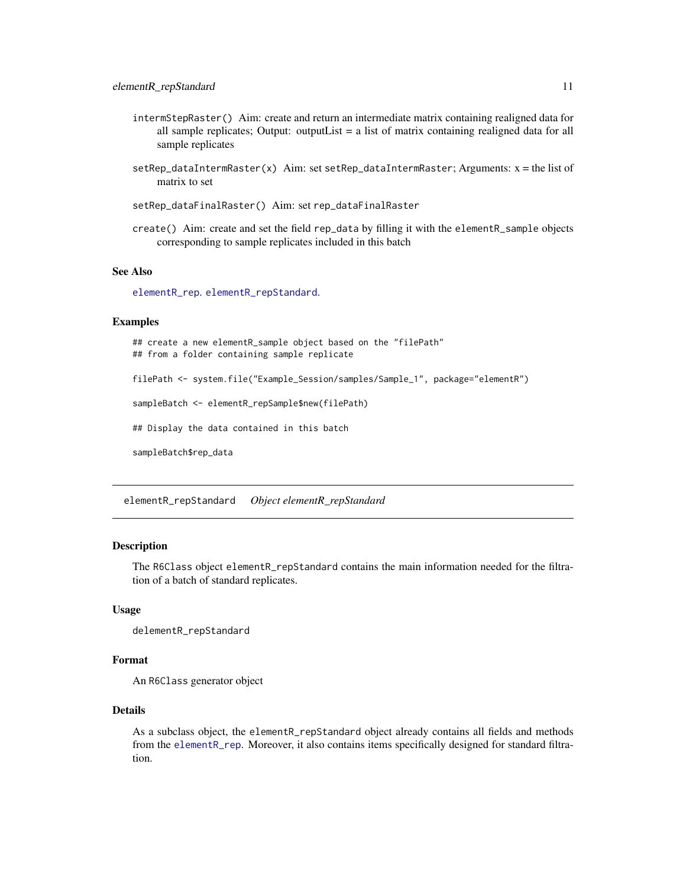`intermStepRaster()` Aim: create and return an intermediate matrix containing realigned data for all sample replicates; Output: outputList = a list of matrix containing realigned data for all sample replicates

`setRep_dataIntermRaster(x)` Aim: set `setRep_dataIntermRaster`; Arguments: x = the list of matrix to set

`setRep_dataFinalRaster()` Aim: set `rep_dataFinalRaster`

`create()` Aim: create and set the field `rep_data` by filling it with the `elementR_sample` objects corresponding to sample replicates included in this batch

### See Also

`elementR_rep`. `elementR_repStandard`.

### Examples

```
## create a new elementR_sample object based on the "filePath"
## from a folder containing sample replicate

filePath <- system.file("Example_Session/samples/Sample_1", package="elementR")

sampleBatch <- elementR_repSample$new(filePath)

## Display the data contained in this batch

sampleBatch$rep_data
```

---

## elementR_repStandard    *Object elementR_repStandard*

---

### Description

The `R6Class` object `elementR_repStandard` contains the main information needed for the filtration of a batch of standard replicates.

### Usage

```
delementR_repStandard
```

### Format

An `R6Class` generator object

### Details

As a subclass object, the `elementR_repStandard` object already contains all fields and methods from the `elementR_rep`. Moreover, it also contains items specifically designed for standard filtration.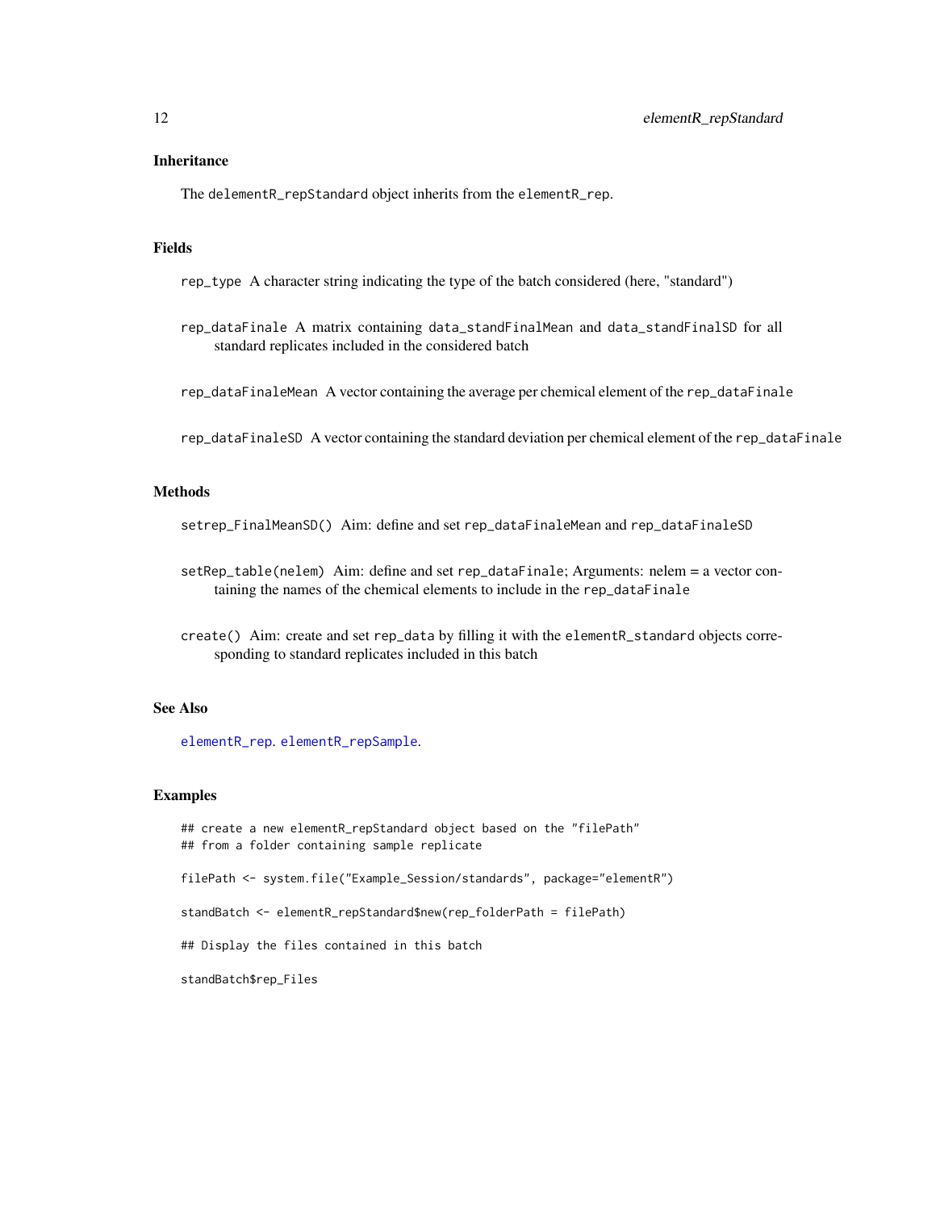### Inheritance

The delementR_repStandard object inherits from the elementR_rep.

### Fields

rep_type A character string indicating the type of the batch considered (here, "standard")

rep_dataFinale A matrix containing data_standFinalMean and data_standFinalSD for all standard replicates included in the considered batch

rep_dataFinaleMean A vector containing the average per chemical element of the rep_dataFinale

rep_dataFinaleSD A vector containing the standard deviation per chemical element of the rep_dataFinale

### Methods

setrep_FinalMeanSD() Aim: define and set rep_dataFinaleMean and rep_dataFinaleSD

setRep_table(nelem) Aim: define and set rep_dataFinale; Arguments: nelem = a vector containing the names of the chemical elements to include in the rep_dataFinale

create() Aim: create and set rep_data by filling it with the elementR_standard objects corresponding to standard replicates included in this batch

### See Also

elementR_rep. elementR_repSample.

### Examples

```
## create a new elementR_repStandard object based on the "filePath"
## from a folder containing sample replicate

filePath <- system.file("Example_Session/standards", package="elementR")

standBatch <- elementR_repStandard$new(rep_folderPath = filePath)

## Display the files contained in this batch

standBatch$rep_Files
```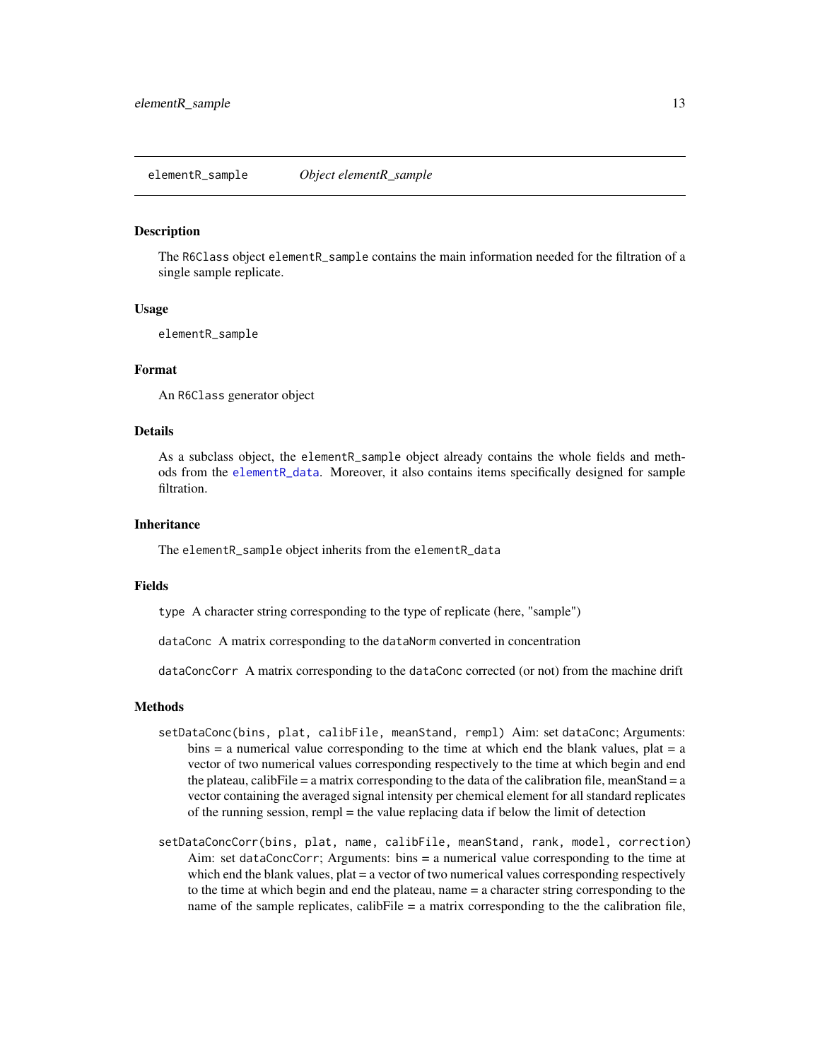# elementR_sample *Object elementR_sample*

## Description

The R6Class object elementR_sample contains the main information needed for the filtration of a single sample replicate.

## Usage

```
elementR_sample
```

## Format

An R6Class generator object

## Details

As a subclass object, the elementR_sample object already contains the whole fields and methods from the elementR_data. Moreover, it also contains items specifically designed for sample filtration.

## Inheritance

The elementR_sample object inherits from the elementR_data

## Fields

type A character string corresponding to the type of replicate (here, "sample")

dataConc A matrix corresponding to the dataNorm converted in concentration

dataConcCorr A matrix corresponding to the dataConc corrected (or not) from the machine drift

## Methods

setDataConc(bins, plat, calibFile, meanStand, rempl) Aim: set dataConc; Arguments: bins = a numerical value corresponding to the time at which end the blank values, plat = a vector of two numerical values corresponding respectively to the time at which begin and end the plateau, calibFile = a matrix corresponding to the data of the calibration file, meanStand = a vector containing the averaged signal intensity per chemical element for all standard replicates of the running session, rempl = the value replacing data if below the limit of detection

setDataConcCorr(bins, plat, name, calibFile, meanStand, rank, model, correction) Aim: set dataConcCorr; Arguments: bins = a numerical value corresponding to the time at which end the blank values, plat = a vector of two numerical values corresponding respectively to the time at which begin and end the plateau, name = a character string corresponding to the name of the sample replicates, calibFile = a matrix corresponding to the the calibration file,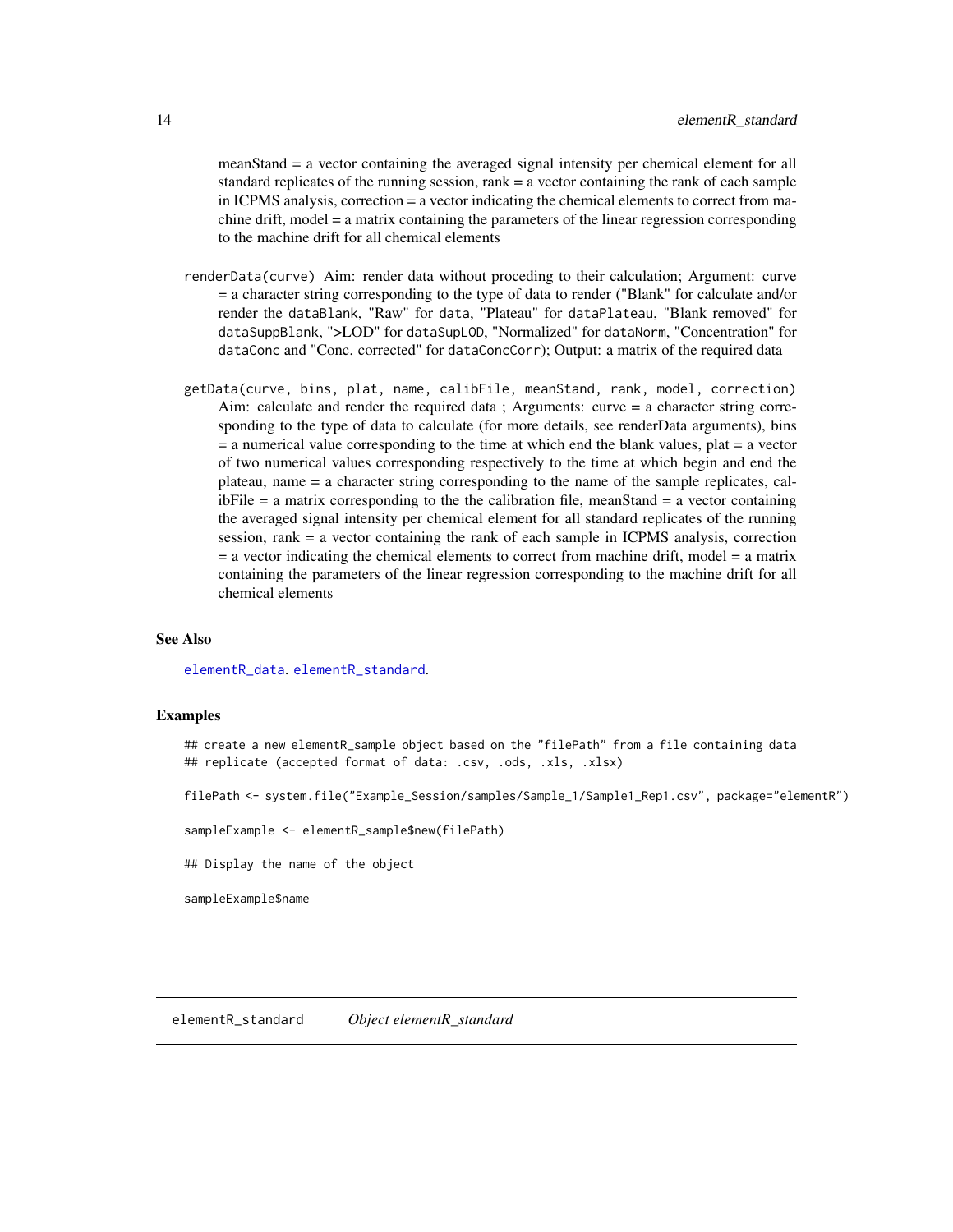meanStand = a vector containing the averaged signal intensity per chemical element for all standard replicates of the running session, rank = a vector containing the rank of each sample in ICPMS analysis, correction = a vector indicating the chemical elements to correct from machine drift, model = a matrix containing the parameters of the linear regression corresponding to the machine drift for all chemical elements

`renderData(curve)` Aim: render data without proceding to their calculation; Argument: curve = a character string corresponding to the type of data to render ("Blank" for calculate and/or render the `dataBlank`, "Raw" for `data`, "Plateau" for `dataPlateau`, "Blank removed" for `dataSuppBlank`, ">LOD" for `dataSupLOD`, "Normalized" for `dataNorm`, "Concentration" for `dataConc` and "Conc. corrected" for `dataConcCorr`); Output: a matrix of the required data

`getData(curve, bins, plat, name, calibFile, meanStand, rank, model, correction)` Aim: calculate and render the required data ; Arguments: curve = a character string corresponding to the type of data to calculate (for more details, see renderData arguments), bins = a numerical value corresponding to the time at which end the blank values, plat = a vector of two numerical values corresponding respectively to the time at which begin and end the plateau, name = a character string corresponding to the name of the sample replicates, calibFile = a matrix corresponding to the the calibration file, meanStand = a vector containing the averaged signal intensity per chemical element for all standard replicates of the running session, rank = a vector containing the rank of each sample in ICPMS analysis, correction = a vector indicating the chemical elements to correct from machine drift, model = a matrix containing the parameters of the linear regression corresponding to the machine drift for all chemical elements

### See Also

`elementR_data`. `elementR_standard`.

### Examples

```
## create a new elementR_sample object based on the "filePath" from a file containing data
## replicate (accepted format of data: .csv, .ods, .xls, .xlsx)

filePath <- system.file("Example_Session/samples/Sample_1/Sample1_Rep1.csv", package="elementR")

sampleExample <- elementR_sample$new(filePath)

## Display the name of the object

sampleExample$name
```

## elementR_standard — *Object elementR_standard*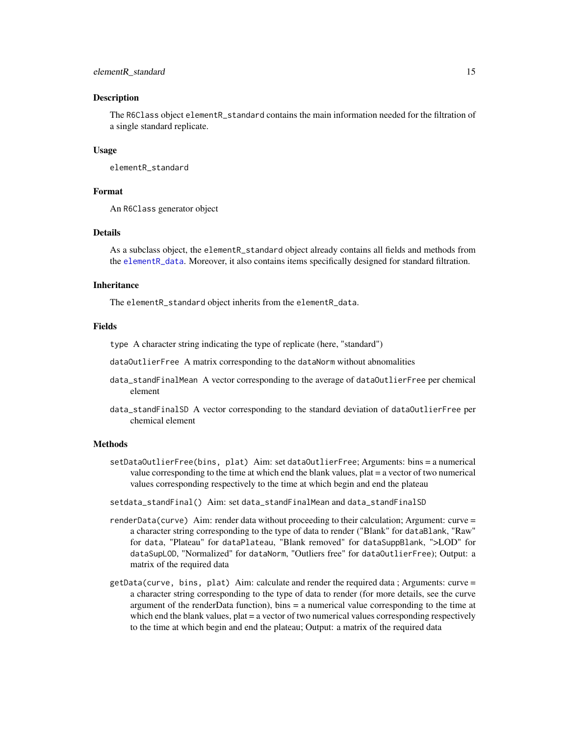## Description

The R6Class object elementR_standard contains the main information needed for the filtration of a single standard replicate.

## Usage

```
elementR_standard
```

## Format

An R6Class generator object

## Details

As a subclass object, the elementR_standard object already contains all fields and methods from the elementR_data. Moreover, it also contains items specifically designed for standard filtration.

## Inheritance

The elementR_standard object inherits from the elementR_data.

## Fields

- `type` A character string indicating the type of replicate (here, "standard")
- `dataOutlierFree` A matrix corresponding to the dataNorm without abnomalities
- `data_standFinalMean` A vector corresponding to the average of dataOutlierFree per chemical element
- `data_standFinalSD` A vector corresponding to the standard deviation of dataOutlierFree per chemical element

## Methods

- `setDataOutlierFree(bins, plat)` Aim: set dataOutlierFree; Arguments: bins = a numerical value corresponding to the time at which end the blank values, plat = a vector of two numerical values corresponding respectively to the time at which begin and end the plateau
- `setdata_standFinal()` Aim: set data_standFinalMean and data_standFinalSD
- `renderData(curve)` Aim: render data without proceeding to their calculation; Argument: curve = a character string corresponding to the type of data to render ("Blank" for dataBlank, "Raw" for data, "Plateau" for dataPlateau, "Blank removed" for dataSuppBlank, ">LOD" for dataSupLOD, "Normalized" for dataNorm, "Outliers free" for dataOutlierFree); Output: a matrix of the required data
- `getData(curve, bins, plat)` Aim: calculate and render the required data ; Arguments: curve = a character string corresponding to the type of data to render (for more details, see the curve argument of the renderData function), bins = a numerical value corresponding to the time at which end the blank values, plat = a vector of two numerical values corresponding respectively to the time at which begin and end the plateau; Output: a matrix of the required data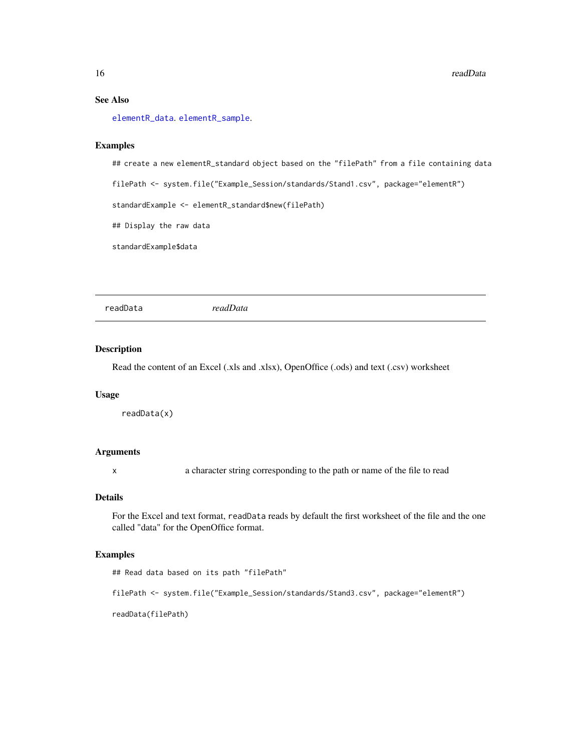### See Also

elementR_data. elementR_sample.

### Examples

```
## create a new elementR_standard object based on the "filePath" from a file containing data

filePath <- system.file("Example_Session/standards/Stand1.csv", package="elementR")

standardExample <- elementR_standard$new(filePath)

## Display the raw data

standardExample$data
```

---

## readData &nbsp;&nbsp;&nbsp;&nbsp; *readData*

---

### Description

Read the content of an Excel (.xls and .xlsx), OpenOffice (.ods) and text (.csv) worksheet

### Usage

```
readData(x)
```

### Arguments

| | |
|---|---|
| x | a character string corresponding to the path or name of the file to read |

### Details

For the Excel and text format, `readData` reads by default the first worksheet of the file and the one called "data" for the OpenOffice format.

### Examples

```
## Read data based on its path "filePath"

filePath <- system.file("Example_Session/standards/Stand3.csv", package="elementR")

readData(filePath)
```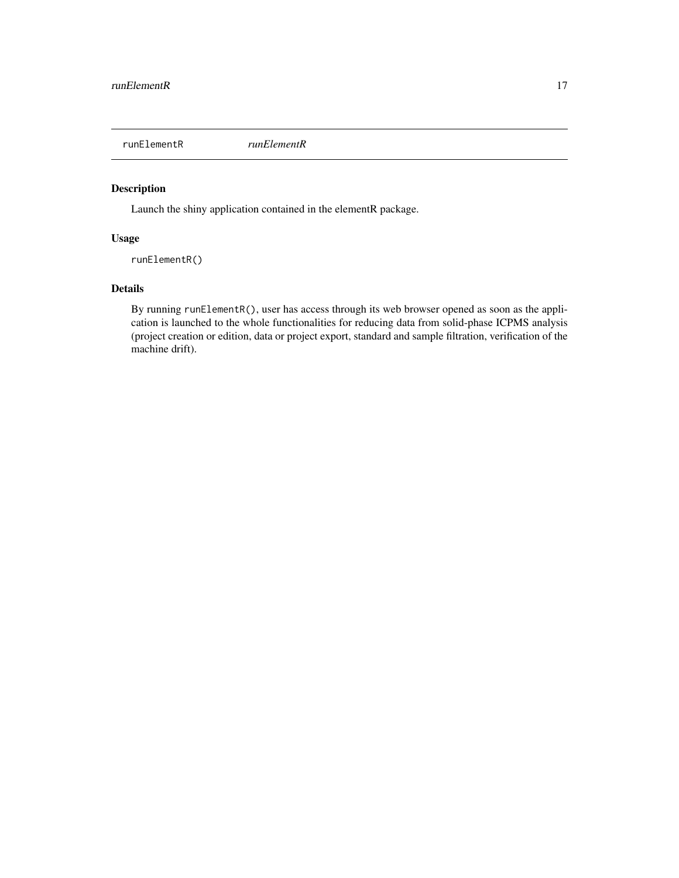# runElementR *runElementR*

## Description

Launch the shiny application contained in the elementR package.

## Usage

```
runElementR()
```

## Details

By running `runElementR()`, user has access through its web browser opened as soon as the application is launched to the whole functionalities for reducing data from solid-phase ICPMS analysis (project creation or edition, data or project export, standard and sample filtration, verification of the machine drift).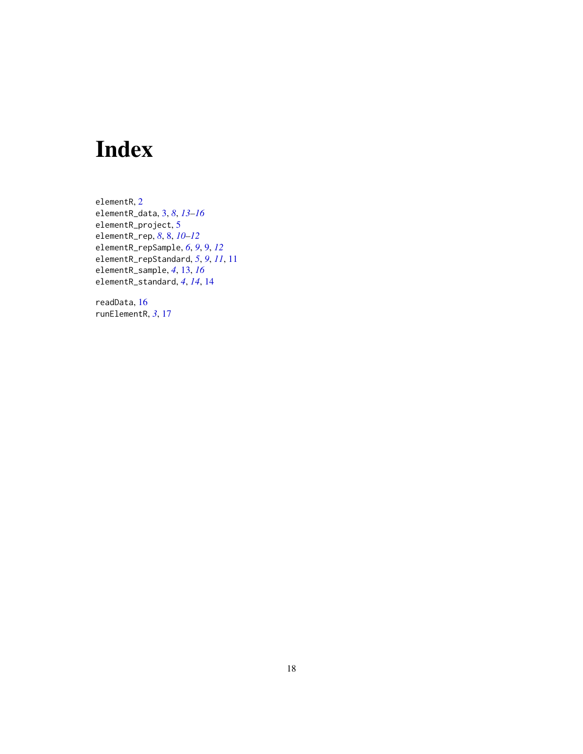# Index

elementR, 2
elementR_data, 3, *8*, *13–16*
elementR_project, 5
elementR_rep, *8*, 8, *10–12*
elementR_repSample, *6*, *9*, 9, *12*
elementR_repStandard, *5*, *9*, *11*, 11
elementR_sample, *4*, 13, *16*
elementR_standard, *4*, *14*, 14

readData, 16
runElementR, *3*, 17